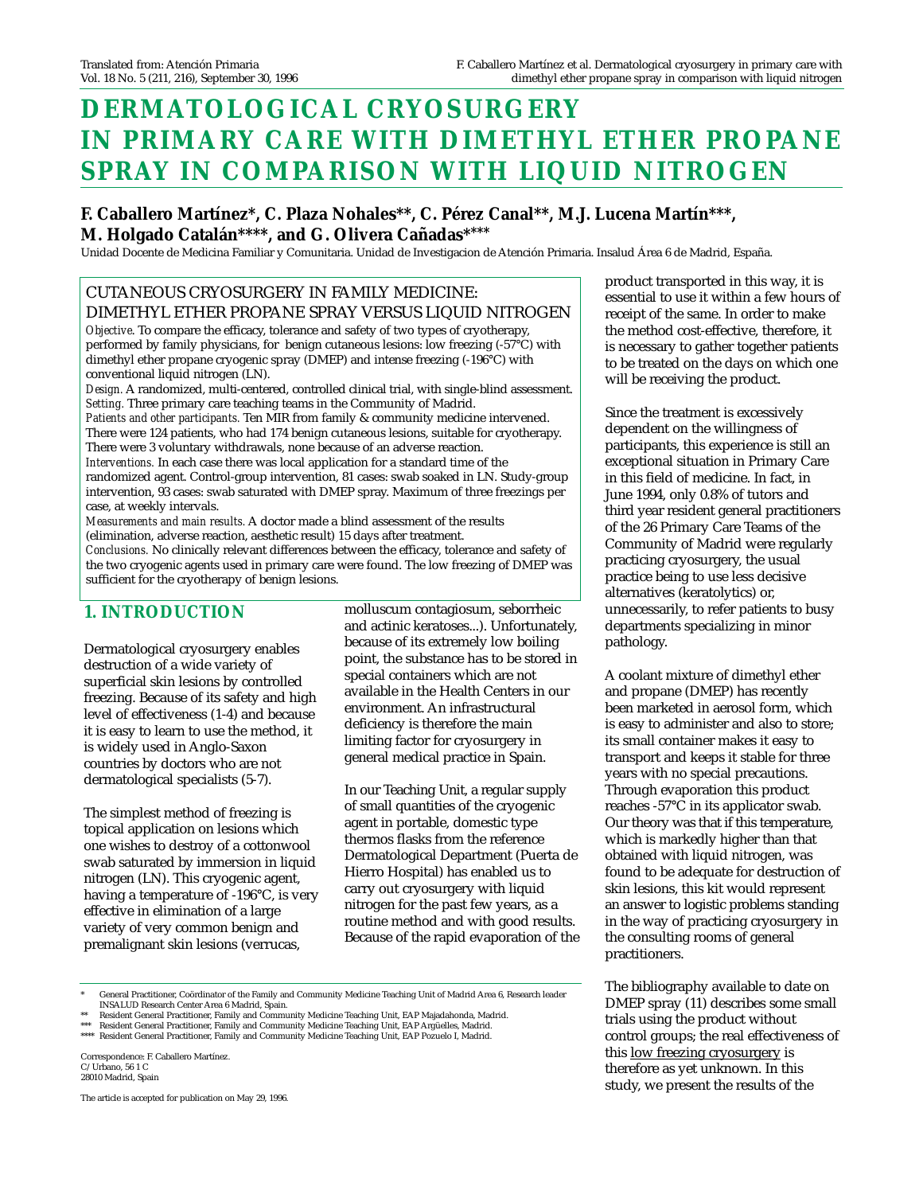# DERMATOLOGICAL CRYOSURGERY IN PRIMARY CARE WITH DIMETHYL ETHER PROPANE SPRAY IN COMPARISON WITH LIQUID NITROGEN

**F. Caballero Martínez\*, C. Plaza Nohales\*\*, C. Pérez Canal\*\*, M.J. Lucena Martín\*\*\*, M. Holgado Catalán\*\*\*\*, and G. Olivera Cañadas\*\*\***

Unidad Docente de Medicina Familiar y Comunitaria. Unidad de Investigacion de Atención Primaria. Insalud Área 6 de Madrid, España.

## CUTANEOUS CRYOSURGERY IN FAMILY MEDICINE: DIMETHYL ETHER PROPANE SPRAY VERSUS LIQUID NITROGEN

*Objective.* To compare the efficacy, tolerance and safety of two types of cryotherapy, performed by family physicians, for benign cutaneous lesions: low freezing (-57°C) with dimethyl ether propane cryogenic spray (DMEP) and intense freezing (-196°C) with conventional liquid nitrogen (LN).

*Design.* A randomized, multi-centered, controlled clinical trial, with single-blind assessment.

*Setting.* Three primary care teaching teams in the Community of Madrid.

*Patients and other participants.* Ten MIR from family & community medicine intervened. There were 124 patients, who had 174 benign cutaneous lesions, suitable for cryotherapy. There were 3 voluntary withdrawals, none because of an adverse reaction.

*Interventions.* In each case there was local application for a standard time of the randomized agent. Control-group intervention, 81 cases: swab soaked in LN. Study-group intervention, 93 cases: swab saturated with DMEP spray. Maximum of three freezings per case, at weekly intervals.

*Measurements and main results.* A doctor made a blind assessment of the results (elimination, adverse reaction, aesthetic result) 15 days after treatment.

*Conclusions.* No clinically relevant differences between the efficacy, tolerance and safety of the two cryogenic agents used in primary care were found. The low freezing of DMEP was sufficient for the cryotherapy of benign lesions.

## 1. INTRODUCTION

Dermatological cryosurgery enables destruction of a wide variety of superficial skin lesions by controlled freezing. Because of its safety and high level of effectiveness (1-4) and because it is easy to learn to use the method, it is widely used in Anglo-Saxon countries by doctors who are not dermatological specialists (5-7).

The simplest method of freezing is topical application on lesions which one wishes to destroy of a cottonwool swab saturated by immersion in liquid nitrogen (LN). This cryogenic agent, having a temperature of -196°C, is very effective in elimination of a large variety of very common benign and premalignant skin lesions (verrucas, molluscum contagiosum, seborrheic and actinic keratoses...). Unfortunately, because of its extremely low boiling point, the substance has to be stored in special containers which are not available in the Health Centers in our environment. An infrastructural deficiency is therefore the main limiting factor for cryosurgery in general medical practice in Spain.

In our Teaching Unit, a regular supply of small quantities of the cryogenic agent in portable, domestic type thermos flasks from the reference Dermatological Department (Puerta de Hierro Hospital) has enabled us to carry out cryosurgery with liquid nitrogen for the past few years, as a routine method and with good results. Because of the rapid evaporation of the product transported in this way, it is essential to use it within a few hours of receipt of the same. In order to make the method cost-effective, therefore, it is necessary to gather together patients to be treated on the days on which one will be receiving the product.

Since the treatment is excessively dependent on the willingness of participants, this experience is still an exceptional situation in Primary Care in this field of medicine. In fact, in June 1994, only 0.8% of tutors and third year resident general practitioners of the 26 Primary Care Teams of the Community of Madrid were regularly practicing cryosurgery, the usual practice being to use less decisive alternatives (keratolytics) or, unnecessarily, to refer patients to busy departments specializing in minor pathology.

A coolant mixture of dimethyl ether and propane (DMEP) has recently been marketed in aerosol form, which is easy to administer and also to store; its small container makes it easy to transport and keeps it stable for three years with no special precautions. Through evaporation this product reaches -57°C in its applicator swab. Our theory was that if this temperature, which is markedly higher than that obtained with liquid nitrogen, was found to be adequate for destruction of skin lesions, this kit would represent an answer to logistic problems standing in the way of practicing cryosurgery in the consulting rooms of general practitioners.

The bibliography available to date on DMEP spray (11) describes some small trials using the product without control groups; the real effectiveness of this <u>low freezing cryosurgery</u> is therefore as yet unknown. In this study, we present the results of the

---

\* General Practitioner, Coördinator of the Family and Community Medicine Teaching Unit of Madrid Area 6, Research leader INSALUD Research Center Area 6 Madrid, Spain.

\*\* Resident General Practitioner, Family and Community Medicine Teaching Unit, EAP Majadahonda, Madrid.

\*\*\* Resident General Practitioner, Family and Community Medicine Teaching Unit, EAP Argüelles, Madrid.

\*\*\*\* Resident General Practitioner, Family and Community Medicine Teaching Unit, EAP Pozuelo I, Madrid.

Correspondence: F. Caballero Martínez.
C/ Urbano, 56 1 C
28010 Madrid, Spain

The article is accepted for publication on May 29, 1996.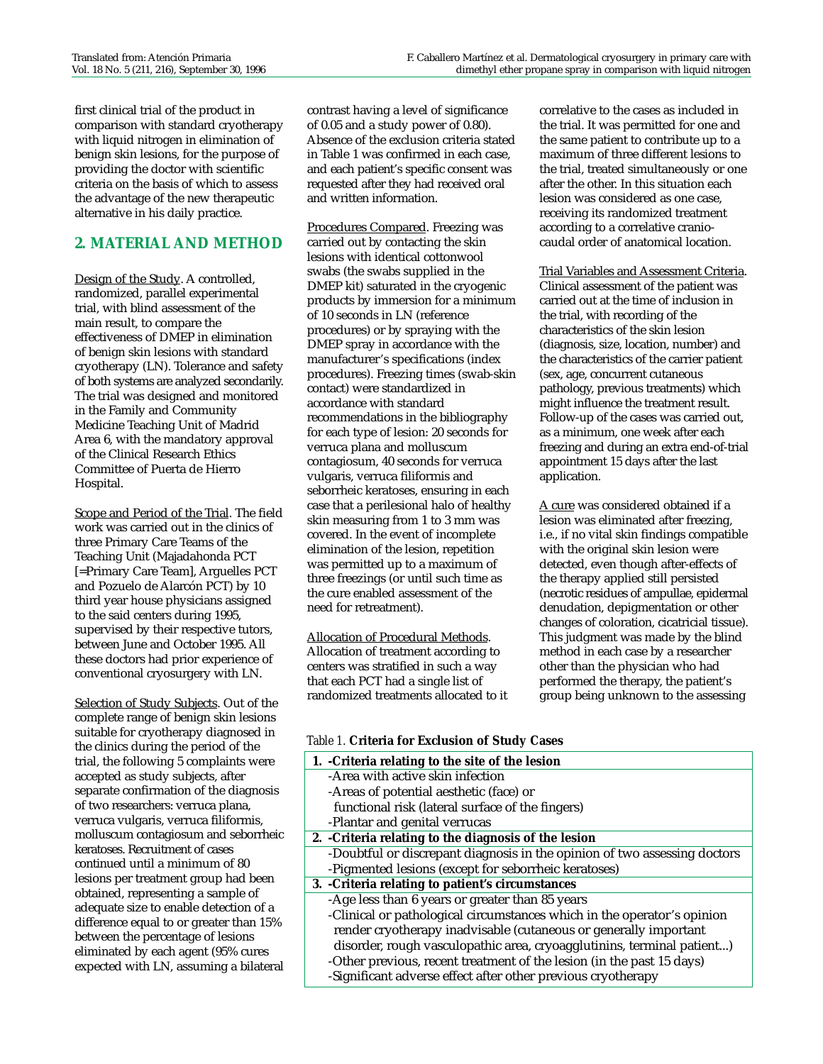first clinical trial of the product in comparison with standard cryotherapy with liquid nitrogen in elimination of benign skin lesions, for the purpose of providing the doctor with scientific criteria on the basis of which to assess the advantage of the new therapeutic alternative in his daily practice.

## 2. MATERIAL AND METHOD

Design of the Study. A controlled, randomized, parallel experimental trial, with blind assessment of the main result, to compare the effectiveness of DMEP in elimination of benign skin lesions with standard cryotherapy (LN). Tolerance and safety of both systems are analyzed secondarily. The trial was designed and monitored in the Family and Community Medicine Teaching Unit of Madrid Area 6, with the mandatory approval of the Clinical Research Ethics Committee of Puerta de Hierro Hospital.

Scope and Period of the Trial. The field work was carried out in the clinics of three Primary Care Teams of the Teaching Unit (Majadahonda PCT [=Primary Care Team], Arguelles PCT and Pozuelo de Alarcón PCT) by 10 third year house physicians assigned to the said centers during 1995, supervised by their respective tutors, between June and October 1995. All these doctors had prior experience of conventional cryosurgery with LN.

Selection of Study Subjects. Out of the complete range of benign skin lesions suitable for cryotherapy diagnosed in the clinics during the period of the trial, the following 5 complaints were accepted as study subjects, after separate confirmation of the diagnosis of two researchers: verruca plana, verruca vulgaris, verruca filiformis, molluscum contagiosum and seborrheic keratoses. Recruitment of cases continued until a minimum of 80 lesions per treatment group had been obtained, representing a sample of adequate size to enable detection of a difference equal to or greater than 15% between the percentage of lesions eliminated by each agent (95% cures expected with LN, assuming a bilateral contrast having a level of significance of 0.05 and a study power of 0.80). Absence of the exclusion criteria stated in Table 1 was confirmed in each case, and each patient's specific consent was requested after they had received oral and written information.

Procedures Compared. Freezing was carried out by contacting the skin lesions with identical cottonwool swabs (the swabs supplied in the DMEP kit) saturated in the cryogenic products by immersion for a minimum of 10 seconds in LN (reference procedures) or by spraying with the DMEP spray in accordance with the manufacturer's specifications (index procedures). Freezing times (swab-skin contact) were standardized in accordance with standard recommendations in the bibliography for each type of lesion: 20 seconds for verruca plana and molluscum contagiosum, 40 seconds for verruca vulgaris, verruca filiformis and seborrheic keratoses, ensuring in each case that a perilesional halo of healthy skin measuring from 1 to 3 mm was covered. In the event of incomplete elimination of the lesion, repetition was permitted up to a maximum of three freezings (or until such time as the cure enabled assessment of the need for retreatment).

Allocation of Procedural Methods. Allocation of treatment according to centers was stratified in such a way that each PCT had a single list of randomized treatments allocated to it correlative to the cases as included in the trial. It was permitted for one and the same patient to contribute up to a maximum of three different lesions to the trial, treated simultaneously or one after the other. In this situation each lesion was considered as one case, receiving its randomized treatment according to a correlative cranio-caudal order of anatomical location.

Trial Variables and Assessment Criteria. Clinical assessment of the patient was carried out at the time of inclusion in the trial, with recording of the characteristics of the skin lesion (diagnosis, size, location, number) and the characteristics of the carrier patient (sex, age, concurrent cutaneous pathology, previous treatments) which might influence the treatment result. Follow-up of the cases was carried out, as a minimum, one week after each freezing and during an extra end-of-trial appointment 15 days after the last application.

A cure was considered obtained if a lesion was eliminated after freezing, i.e., if no vital skin findings compatible with the original skin lesion were detected, even though after-effects of the therapy applied still persisted (necrotic residues of ampullae, epidermal denudation, depigmentation or other changes of coloration, cicatricial tissue). This judgment was made by the blind method in each case by a researcher other than the physician who had performed the therapy, the patient's group being unknown to the assessing

*Table 1.* **Criteria for Exclusion of Study Cases**

| |
|---|
| **1. -Criteria relating to the site of the lesion** |
| -Area with active skin infection |
| -Areas of potential aesthetic (face) or functional risk (lateral surface of the fingers) |
| -Plantar and genital verrucas |
| **2. -Criteria relating to the diagnosis of the lesion** |
| -Doubtful or discrepant diagnosis in the opinion of two assessing doctors |
| -Pigmented lesions (except for seborrheic keratoses) |
| **3. -Criteria relating to patient's circumstances** |
| -Age less than 6 years or greater than 85 years |
| -Clinical or pathological circumstances which in the operator's opinion render cryotherapy inadvisable (cutaneous or generally important disorder, rough vasculopathic area, cryoagglutinins, terminal patient...) |
| -Other previous, recent treatment of the lesion (in the past 15 days) |
| -Significant adverse effect after other previous cryotherapy |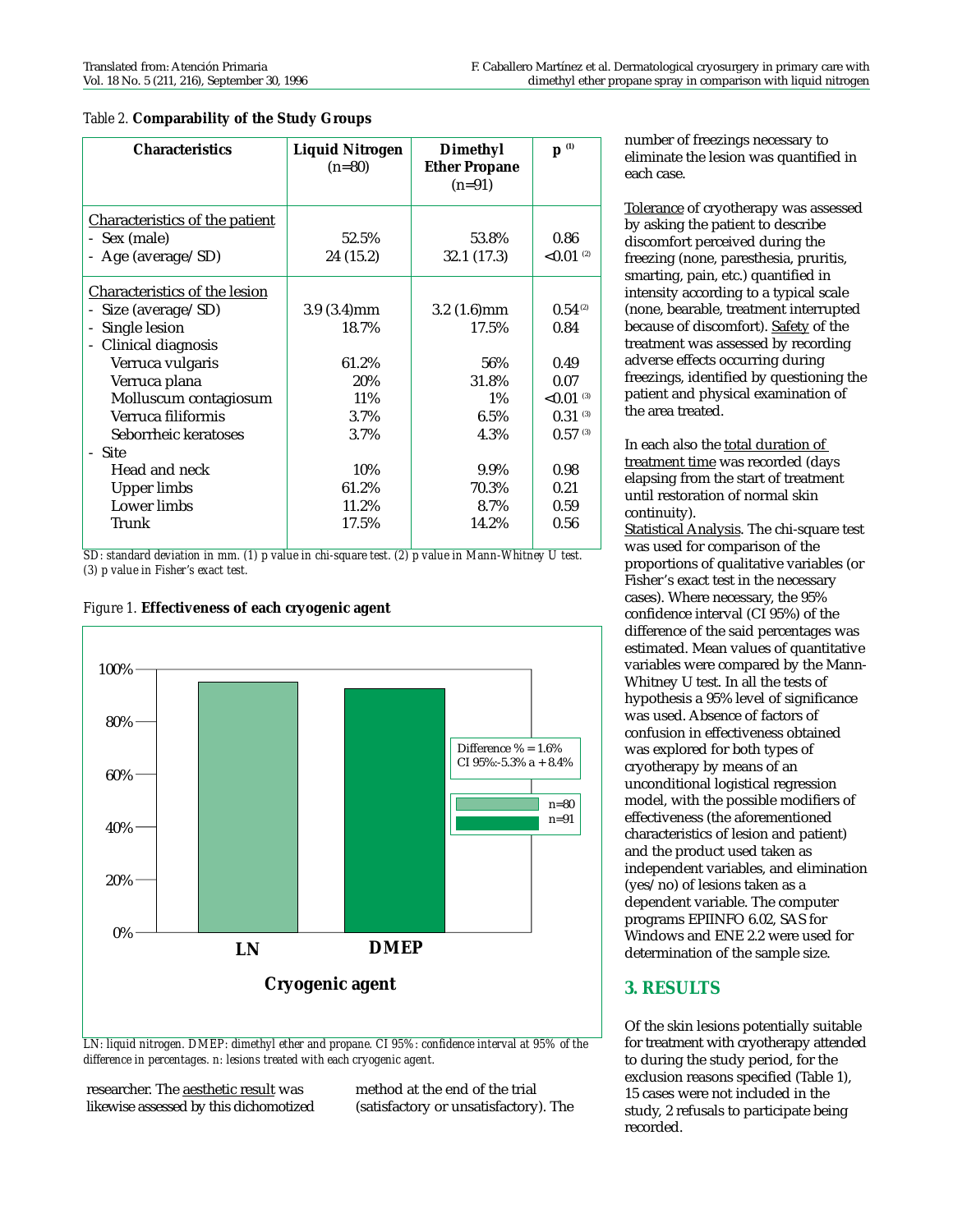Table 2. **Comparability of the Study Groups**

| Characteristics | Liquid Nitrogen (n=80) | Dimethyl Ether Propane (n=91) | p [(1)] |
|---|---|---|---|
| Characteristics of the patient | | | |
| - Sex (male) | 52.5% | 53.8% | 0.86 |
| - Age (average/SD) | 24 (15.2) | 32.1 (17.3) | <0.01 [(2)] |
| Characteristics of the lesion | | | |
| - Size (average/SD) | 3.9 (3.4)mm | 3.2 (1.6)mm | 0.54 [(2)] |
| - Single lesion | 18.7% | 17.5% | 0.84 |
| - Clinical diagnosis | | | |
| Verruca vulgaris | 61.2% | 56% | 0.49 |
| Verruca plana | 20% | 31.8% | 0.07 |
| Molluscum contagiosum | 11% | 1% | <0.01 [(3)] |
| Verruca filiformis | 3.7% | 6.5% | 0.31 [(3)] |
| Seborrheic keratoses | 3.7% | 4.3% | 0.57 [(3)] |
| - Site | | | |
| Head and neck | 10% | 9.9% | 0.98 |
| Upper limbs | 61.2% | 70.3% | 0.21 |
| Lower limbs | 11.2% | 8.7% | 0.59 |
| Trunk | 17.5% | 14.2% | 0.56 |

*SD: standard deviation in mm. (1) p value in chi-square test. (2) p value in Mann-Whitney U test. (3) p value in Fisher's exact test.*

Figure 1. **Effectiveness of each cryogenic agent**

Difference % = 1.6%
CI 95%:-5.3% a + 8.4%

n=80
n=91

LN | DMEP

**Cryogenic agent**

*LN: liquid nitrogen. DMEP: dimethyl ether and propane. CI 95%: confidence interval at 95% of the difference in percentages. n: lesions treated with each cryogenic agent.*

researcher. The aesthetic result was likewise assessed by this dichotomized method at the end of the trial (satisfactory or unsatisfactory). The number of freezings necessary to eliminate the lesion was quantified in each case.

Tolerance of cryotherapy was assessed by asking the patient to describe discomfort perceived during the freezing (none, paresthesia, pruritis, smarting, pain, etc.) quantified in intensity according to a typical scale (none, bearable, treatment interrupted because of discomfort). Safety of the treatment was assessed by recording adverse effects occurring during freezings, identified by questioning the patient and physical examination of the area treated.

In each also the total duration of treatment time was recorded (days elapsing from the start of treatment until restoration of normal skin continuity).

Statistical Analysis. The chi-square test was used for comparison of the proportions of qualitative variables (or Fisher's exact test in the necessary cases). Where necessary, the 95% confidence interval (CI 95%) of the difference of the said percentages was estimated. Mean values of quantitative variables were compared by the Mann-Whitney U test. In all the tests of hypothesis a 95% level of significance was used. Absence of factors of confusion in effectiveness obtained was explored for both types of cryotherapy by means of an unconditional logistical regression model, with the possible modifiers of effectiveness (the aforementioned characteristics of lesion and patient) and the product used taken as independent variables, and elimination (yes/no) of lesions taken as a dependent variable. The computer programs EPIINFO 6.02, SAS for Windows and ENE 2.2 were used for determination of the sample size.

## 3. RESULTS

Of the skin lesions potentially suitable for treatment with cryotherapy attended to during the study period, for the exclusion reasons specified (Table 1), 15 cases were not included in the study, 2 refusals to participate being recorded.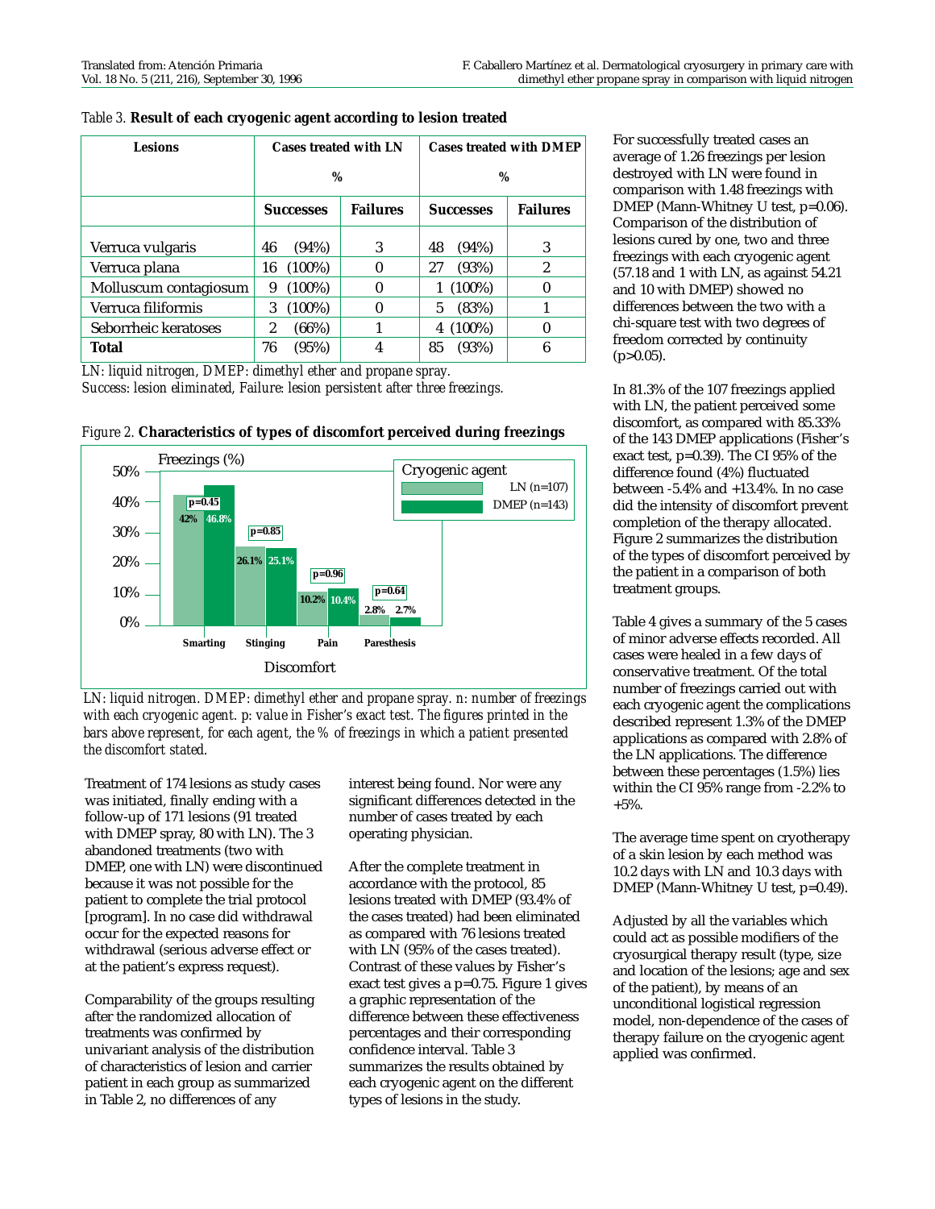*Table 3.* **Result of each cryogenic agent according to lesion treated**

| Lesions | Cases treated with LN % | | Cases treated with DMEP % | |
|---|---|---|---|---|
| | **Successes** | **Failures** | **Successes** | **Failures** |
| Verruca vulgaris | 46 (94%) | 3 | 48 (94%) | 3 |
| Verruca plana | 16 (100%) | 0 | 27 (93%) | 2 |
| Molluscum contagiosum | 9 (100%) | 0 | 1 (100%) | 0 |
| Verruca filiformis | 3 (100%) | 0 | 5 (83%) | 1 |
| Seborrheic keratoses | 2 (66%) | 1 | 4 (100%) | 0 |
| **Total** | 76 (95%) | 4 | 85 (93%) | 6 |

*LN: liquid nitrogen, DMEP: dimethyl ether and propane spray.*
*Success: lesion eliminated, Failure: lesion persistent after three freezings.*

*Figure 2.* **Characteristics of types of discomfort perceived during freezings**

| Discomfort | LN (n=107) | DMEP (n=143) | p |
|---|---|---|---|
| Smarting | 42% | 46.8% | 0.45 |
| Stinging | 26.1% | 25.1% | 0.85 |
| Pain | 10.2% | 10.4% | 0.96 |
| Paresthesia | 2.8% | 2.7% | 0.64 |

*LN: liquid nitrogen. DMEP: dimethyl ether and propane spray. n: number of freezings with each cryogenic agent. p: value in Fisher's exact test. The figures printed in the bars above represent, for each agent, the % of freezings in which a patient presented the discomfort stated.*

Treatment of 174 lesions as study cases was initiated, finally ending with a follow-up of 171 lesions (91 treated with DMEP spray, 80 with LN). The 3 abandoned treatments (two with DMEP, one with LN) were discontinued because it was not possible for the patient to complete the trial protocol [program]. In no case did withdrawal occur for the expected reasons for withdrawal (serious adverse effect or at the patient's express request).

Comparability of the groups resulting after the randomized allocation of treatments was confirmed by univariant analysis of the distribution of characteristics of lesion and carrier patient in each group as summarized in Table 2, no differences of any interest being found. Nor were any significant differences detected in the number of cases treated by each operating physician.

After the complete treatment in accordance with the protocol, 85 lesions treated with DMEP (93.4% of the cases treated) had been eliminated as compared with 76 lesions treated with LN (95% of the cases treated). Contrast of these values by Fisher's exact test gives a p=0.75. Figure 1 gives a graphic representation of the difference between these effectiveness percentages and their corresponding confidence interval. Table 3 summarizes the results obtained by each cryogenic agent on the different types of lesions in the study.

For successfully treated cases an average of 1.26 freezings per lesion destroyed with LN were found in comparison with 1.48 freezings with DMEP (Mann-Whitney U test, p=0.06). Comparison of the distribution of lesions cured by one, two and three freezings with each cryogenic agent (57.18 and 1 with LN, as against 54.21 and 10 with DMEP) showed no differences between the two with a chi-square test with two degrees of freedom corrected by continuity (p>0.05).

In 81.3% of the 107 freezings applied with LN, the patient perceived some discomfort, as compared with 85.33% of the 143 DMEP applications (Fisher's exact test, p=0.39). The CI 95% of the difference found (4%) fluctuated between -5.4% and +13.4%. In no case did the intensity of discomfort prevent completion of the therapy allocated. Figure 2 summarizes the distribution of the types of discomfort perceived by the patient in a comparison of both treatment groups.

Table 4 gives a summary of the 5 cases of minor adverse effects recorded. All cases were healed in a few days of conservative treatment. Of the total number of freezings carried out with each cryogenic agent the complications described represent 1.3% of the DMEP applications as compared with 2.8% of the LN applications. The difference between these percentages (1.5%) lies within the CI 95% range from -2.2% to +5%.

The average time spent on cryotherapy of a skin lesion by each method was 10.2 days with LN and 10.3 days with DMEP (Mann-Whitney U test, p=0.49).

Adjusted by all the variables which could act as possible modifiers of the cryosurgical therapy result (type, size and location of the lesions; age and sex of the patient), by means of an unconditional logistical regression model, non-dependence of the cases of therapy failure on the cryogenic agent applied was confirmed.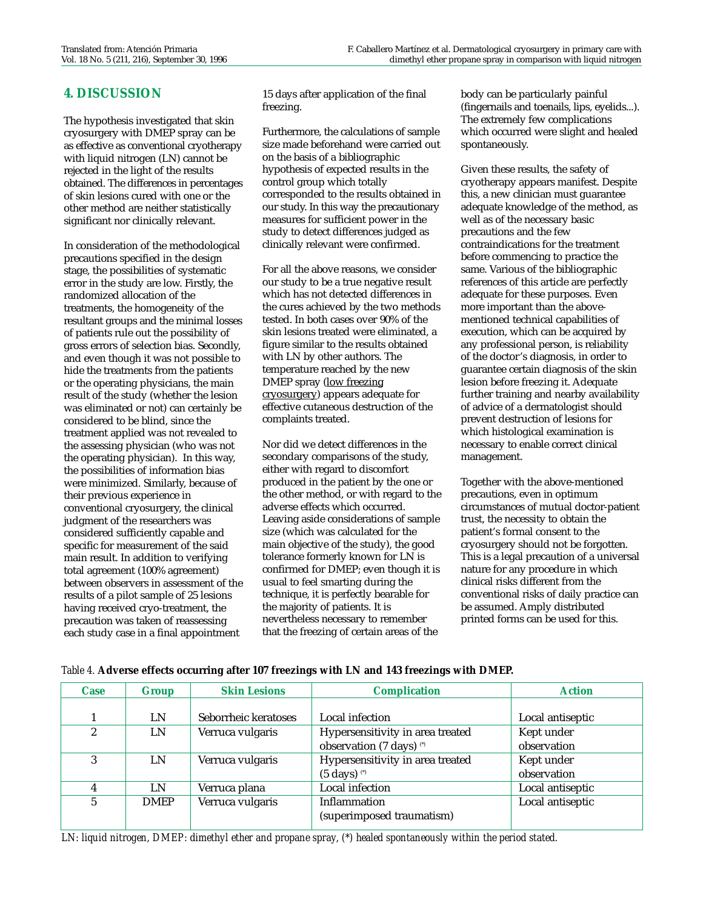## 4. DISCUSSION

The hypothesis investigated that skin cryosurgery with DMEP spray can be as effective as conventional cryotherapy with liquid nitrogen (LN) cannot be rejected in the light of the results obtained. The differences in percentages of skin lesions cured with one or the other method are neither statistically significant nor clinically relevant.

In consideration of the methodological precautions specified in the design stage, the possibilities of systematic error in the study are low. Firstly, the randomized allocation of the treatments, the homogeneity of the resultant groups and the minimal losses of patients rule out the possibility of gross errors of selection bias. Secondly, and even though it was not possible to hide the treatments from the patients or the operating physicians, the main result of the study (whether the lesion was eliminated or not) can certainly be considered to be blind, since the treatment applied was not revealed to the assessing physician (who was not the operating physician). In this way, the possibilities of information bias were minimized. Similarly, because of their previous experience in conventional cryosurgery, the clinical judgment of the researchers was considered sufficiently capable and specific for measurement of the said main result. In addition to verifying total agreement (100% agreement) between observers in assessment of the results of a pilot sample of 25 lesions having received cryo-treatment, the precaution was taken of reassessing each study case in a final appointment 15 days after application of the final freezing.

Furthermore, the calculations of sample size made beforehand were carried out on the basis of a bibliographic hypothesis of expected results in the control group which totally corresponded to the results obtained in our study. In this way the precautionary measures for sufficient power in the study to detect differences judged as clinically relevant were confirmed.

For all the above reasons, we consider our study to be a true negative result which has not detected differences in the cures achieved by the two methods tested. In both cases over 90% of the skin lesions treated were eliminated, a figure similar to the results obtained with LN by other authors. The temperature reached by the new DMEP spray (low freezing cryosurgery) appears adequate for effective cutaneous destruction of the complaints treated.

Nor did we detect differences in the secondary comparisons of the study, either with regard to discomfort produced in the patient by the one or the other method, or with regard to the adverse effects which occurred. Leaving aside considerations of sample size (which was calculated for the main objective of the study), the good tolerance formerly known for LN is confirmed for DMEP; even though it is usual to feel smarting during the technique, it is perfectly bearable for the majority of patients. It is nevertheless necessary to remember that the freezing of certain areas of the body can be particularly painful (fingernails and toenails, lips, eyelids...). The extremely few complications which occurred were slight and healed spontaneously.

Given these results, the safety of cryotherapy appears manifest. Despite this, a new clinician must guarantee adequate knowledge of the method, as well as of the necessary basic precautions and the few contraindications for the treatment before commencing to practice the same. Various of the bibliographic references of this article are perfectly adequate for these purposes. Even more important than the above-mentioned technical capabilities of execution, which can be acquired by any professional person, is reliability of the doctor's diagnosis, in order to guarantee certain diagnosis of the skin lesion before freezing it. Adequate further training and nearby availability of advice of a dermatologist should prevent destruction of lesions for which histological examination is necessary to enable correct clinical management.

Together with the above-mentioned precautions, even in optimum circumstances of mutual doctor-patient trust, the necessity to obtain the patient's formal consent to the cryosurgery should not be forgotten. This is a legal precaution of a universal nature for any procedure in which clinical risks different from the conventional risks of daily practice can be assumed. Amply distributed printed forms can be used for this.

*Table 4.* **Adverse effects occurring after 107 freezings with LN and 143 freezings with DMEP.**

| Case | Group | Skin Lesions | Complication | Action |
|---|---|---|---|---|
| 1 | LN | Seborrheic keratoses | Local infection | Local antiseptic |
| 2 | LN | Verruca vulgaris | Hypersensitivity in area treated observation (7 days) (*) | Kept under observation |
| 3 | LN | Verruca vulgaris | Hypersensitivity in area treated (5 days) (*) | Kept under observation |
| 4 | LN | Verruca plana | Local infection | Local antiseptic |
| 5 | DMEP | Verruca vulgaris | Inflammation (superimposed traumatism) | Local antiseptic |

*LN: liquid nitrogen, DMEP: dimethyl ether and propane spray, (*) healed spontaneously within the period stated.*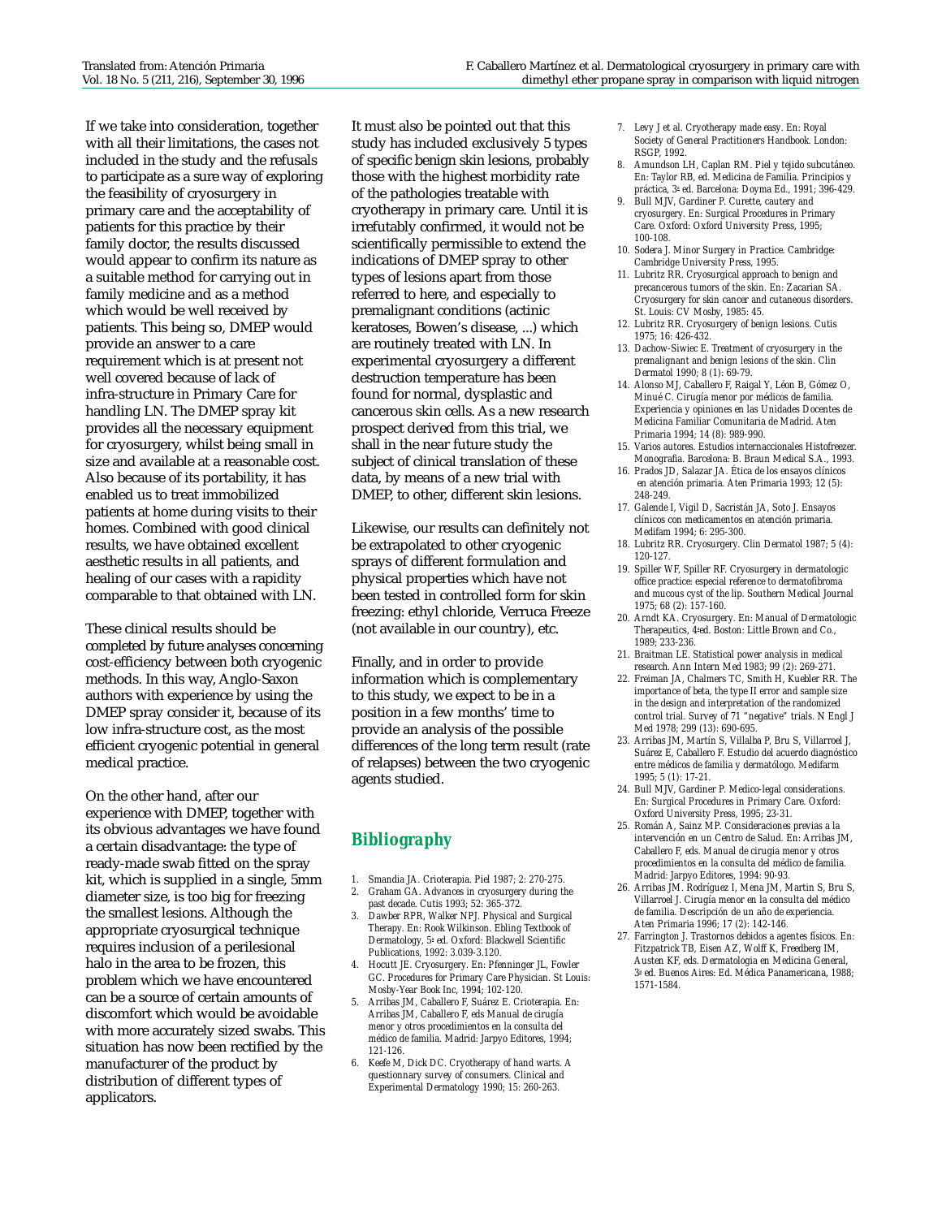If we take into consideration, together with all their limitations, the cases not included in the study and the refusals to participate as a sure way of exploring the feasibility of cryosurgery in primary care and the acceptability of patients for this practice by their family doctor, the results discussed would appear to confirm its nature as a suitable method for carrying out in family medicine and as a method which would be well received by patients. This being so, DMEP would provide an answer to a care requirement which is at present not well covered because of lack of infra-structure in Primary Care for handling LN. The DMEP spray kit provides all the necessary equipment for cryosurgery, whilst being small in size and available at a reasonable cost. Also because of its portability, it has enabled us to treat immobilized patients at home during visits to their homes. Combined with good clinical results, we have obtained excellent aesthetic results in all patients, and healing of our cases with a rapidity comparable to that obtained with LN.

These clinical results should be completed by future analyses concerning cost-efficiency between both cryogenic methods. In this way, Anglo-Saxon authors with experience by using the DMEP spray consider it, because of its low infra-structure cost, as the most efficient cryogenic potential in general medical practice.

On the other hand, after our experience with DMEP, together with its obvious advantages we have found a certain disadvantage: the type of ready-made swab fitted on the spray kit, which is supplied in a single, 5mm diameter size, is too big for freezing the smallest lesions. Although the appropriate cryosurgical technique requires inclusion of a perilesional halo in the area to be frozen, this problem which we have encountered can be a source of certain amounts of discomfort which would be avoidable with more accurately sized swabs. This situation has now been rectified by the manufacturer of the product by distribution of different types of applicators.

It must also be pointed out that this study has included exclusively 5 types of specific benign skin lesions, probably those with the highest morbidity rate of the pathologies treatable with cryotherapy in primary care. Until it is irrefutably confirmed, it would not be scientifically permissible to extend the indications of DMEP spray to other types of lesions apart from those referred to here, and especially to premalignant conditions (actinic keratoses, Bowen's disease, ...) which are routinely treated with LN. In experimental cryosurgery a different destruction temperature has been found for normal, dysplastic and cancerous skin cells. As a new research prospect derived from this trial, we shall in the near future study the subject of clinical translation of these data, by means of a new trial with DMEP, to other, different skin lesions.

Likewise, our results can definitely not be extrapolated to other cryogenic sprays of different formulation and physical properties which have not been tested in controlled form for skin freezing: ethyl chloride, Verruca Freeze (not available in our country), etc.

Finally, and in order to provide information which is complementary to this study, we expect to be in a position in a few months' time to provide an analysis of the possible differences of the long term result (rate of relapses) between the two cryogenic agents studied.

## Bibliography

1. Smandia JA. Crioterapia. Piel 1987; 2: 270-275.
2. Graham GA. Advances in cryosurgery during the past decade. Cutis 1993; 52: 365-372.
3. Dawber RPR, Walker NPJ. Physical and Surgical Therapy. En: Rook Wilkinson. Ebling Textbook of Dermatology, 5ª ed. Oxford: Blackwell Scientific Publications, 1992: 3.039-3.120.
4. Hocutt JE. Cryosurgery. En: Pfenninger JL, Fowler GC. Procedures for Primary Care Physician. St Louis: Mosby-Year Book Inc, 1994; 102-120.
5. Arribas JM, Caballero F, Suárez E. Crioterapia. En: Arribas JM, Caballero F, eds Manual de cirugía menor y otros procedimientos en la consulta del médico de familia. Madrid: Jarpyo Editores, 1994; 121-126.
6. Keefe M, Dick DC. Cryotherapy of hand warts. A questionnary survey of consumers. Clinical and Experimental Dermatology 1990; 15: 260-263.
7. Levy J et al. Cryotherapy made easy. En: Royal Society of General Practitioners Handbook. London: RSGP, 1992.
8. Amundson LH, Caplan RM. Piel y tejido subcutáneo. En: Taylor RB, ed. Medicina de Familia. Principios y práctica, 3ª ed. Barcelona: Doyma Ed., 1991; 396-429.
9. Bull MJV, Gardiner P. Curette, cautery and cryosurgery. En: Surgical Procedures in Primary Care. Oxford: Oxford University Press, 1995; 100-108.
10. Sodera J. Minor Surgery in Practice. Cambridge: Cambridge University Press, 1995.
11. Lubritz RR. Cryosurgical approach to benign and precancerous tumors of the skin. En: Zacarian SA. Cryosurgery for skin cancer and cutaneous disorders. St. Louis: CV Mosby, 1985: 45.
12. Lubritz RR. Cryosurgery of benign lesions. Cutis 1975; 16: 426-432.
13. Dachow-Siwiec E. Treatment of cryosurgery in the premalignant and benign lesions of the skin. Clin Dermatol 1990; 8 (1): 69-79.
14. Alonso MJ, Caballero F, Raigal Y, Léon B, Gómez O, Minué C. Cirugía menor por médicos de familia. Experiencia y opiniones en las Unidades Docentes de Medicina Familiar Comunitaria de Madrid. Aten Primaria 1994; 14 (8): 989-990.
15. Varios autores. Estudios internaccionales Histofreezer. Monografia. Barcelona: B. Braun Medical S.A., 1993.
16. Prados JD, Salazar JA. Ética de los ensayos clínicos en atención primaria. Aten Primaria 1993; 12 (5): 248-249.
17. Galende I, Vigil D, Sacristán JA, Soto J. Ensayos clínicos con medicamentos en atención primaria. Medifam 1994; 6: 295-300.
18. Lubritz RR. Cryosurgery. Clin Dermatol 1987; 5 (4): 120-127.
19. Spiller WF, Spiller RF. Cryosurgery in dermatologic office practice: especial reference to dermatofibroma and mucous cyst of the lip. Southern Medical Journal 1975; 68 (2): 157-160.
20. Arndt KA. Cryosurgery. En: Manual of Dermatologic Therapeutics, 4ªed. Boston: Little Brown and Co., 1989; 233-236.
21. Braitman LE. Statistical power analysis in medical research. Ann Intern Med 1983; 99 (2): 269-271.
22. Freiman JA, Chalmers TC, Smith H, Kuebler RR. The importance of beta, the type II error and sample size in the design and interpretation of the randomized control trial. Survey of 71 "negative" trials. N Engl J Med 1978; 299 (13): 690-695.
23. Arribas JM, Martín S, Villalba P, Bru S, Villarroel J, Suárez E, Caballero F. Estudio del acuerdo diagnóstico entre médicos de familia y dermatólogo. Medifarm 1995; 5 (1): 17-21.
24. Bull MJV, Gardiner P. Medico-legal considerations. En: Surgical Procedures in Primary Care. Oxford: Oxford University Press, 1995; 23-31.
25. Román A, Sainz MP. Consideraciones previas a la intervención en un Centro de Salud. En: Arribas JM, Caballero F, eds. Manual de cirugía menor y otros procedimientos en la consulta del médico de familia. Madrid: Jarpyo Editores, 1994: 90-93.
26. Arribas JM. Rodríguez I, Mena JM, Martin S, Bru S, Villarroel J. Cirugía menor en la consulta del médico de familia. Descripción de un año de experiencia. Aten Primaria 1996; 17 (2): 142-146.
27. Farrington J. Trastornos debidos a agentes físicos. En: Fitzpatrick TB, Eisen AZ, Wolff K, Freedberg IM, Austen KF, eds. Dermatologia en Medicina General, 3ª ed. Buenos Aires: Ed. Médica Panamericana, 1988; 1571-1584.